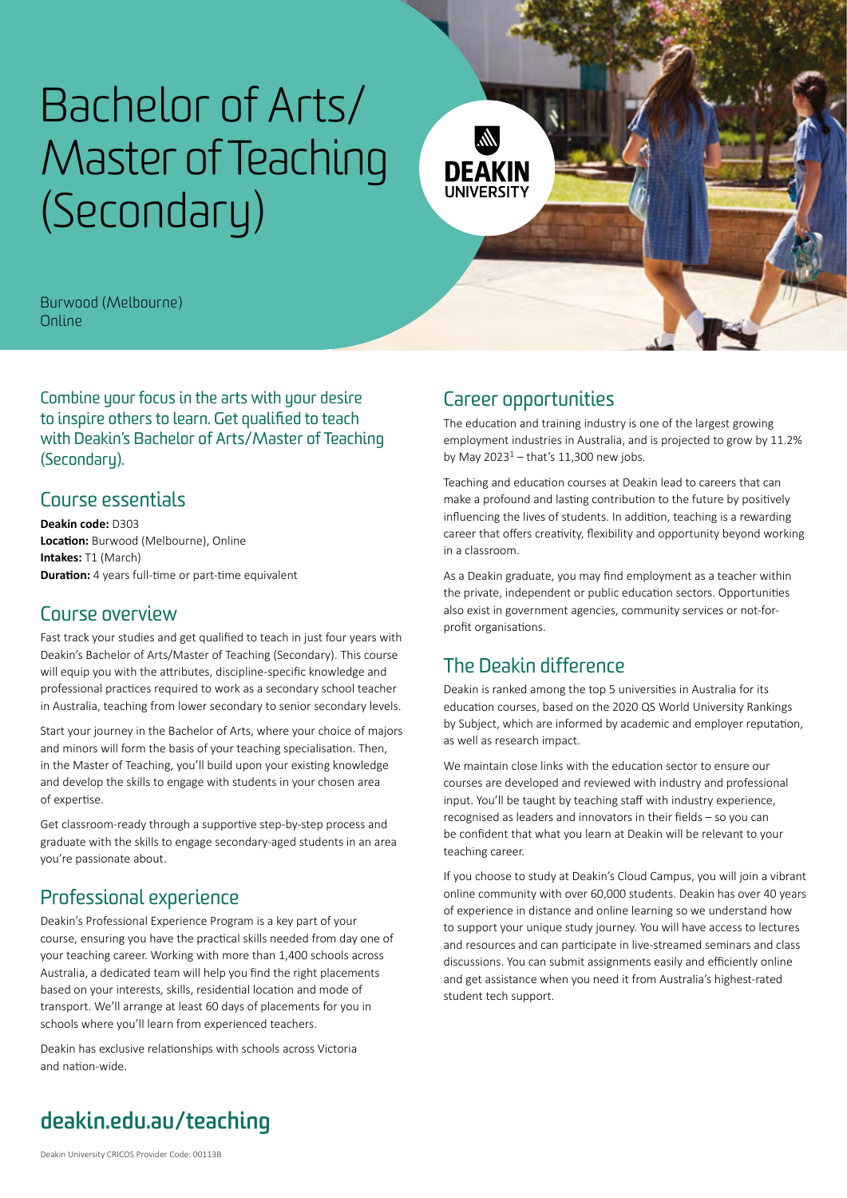# Bachelor of Arts/ Master of Teaching (Secondary)

Burwood (Melbourne)
Online

Combine your focus in the arts with your desire to inspire others to learn. Get qualified to teach with Deakin's Bachelor of Arts/Master of Teaching (Secondary).

## Course essentials

**Deakin code:** D303
**Location:** Burwood (Melbourne), Online
**Intakes:** T1 (March)
**Duration:** 4 years full-time or part-time equivalent

## Course overview

Fast track your studies and get qualified to teach in just four years with Deakin's Bachelor of Arts/Master of Teaching (Secondary). This course will equip you with the attributes, discipline-specific knowledge and professional practices required to work as a secondary school teacher in Australia, teaching from lower secondary to senior secondary levels.

Start your journey in the Bachelor of Arts, where your choice of majors and minors will form the basis of your teaching specialisation. Then, in the Master of Teaching, you'll build upon your existing knowledge and develop the skills to engage with students in your chosen area of expertise.

Get classroom-ready through a supportive step-by-step process and graduate with the skills to engage secondary-aged students in an area you're passionate about.

## Professional experience

Deakin's Professional Experience Program is a key part of your course, ensuring you have the practical skills needed from day one of your teaching career. Working with more than 1,400 schools across Australia, a dedicated team will help you find the right placements based on your interests, skills, residential location and mode of transport. We'll arrange at least 60 days of placements for you in schools where you'll learn from experienced teachers.

Deakin has exclusive relationships with schools across Victoria and nation-wide.

## Career opportunities

The education and training industry is one of the largest growing employment industries in Australia, and is projected to grow by 11.2% by May 2023[1] – that's 11,300 new jobs.

Teaching and education courses at Deakin lead to careers that can make a profound and lasting contribution to the future by positively influencing the lives of students. In addition, teaching is a rewarding career that offers creativity, flexibility and opportunity beyond working in a classroom.

As a Deakin graduate, you may find employment as a teacher within the private, independent or public education sectors. Opportunities also exist in government agencies, community services or not-for-profit organisations.

## The Deakin difference

Deakin is ranked among the top 5 universities in Australia for its education courses, based on the 2020 QS World University Rankings by Subject, which are informed by academic and employer reputation, as well as research impact.

We maintain close links with the education sector to ensure our courses are developed and reviewed with industry and professional input. You'll be taught by teaching staff with industry experience, recognised as leaders and innovators in their fields – so you can be confident that what you learn at Deakin will be relevant to your teaching career.

If you choose to study at Deakin's Cloud Campus, you will join a vibrant online community with over 60,000 students. Deakin has over 40 years of experience in distance and online learning so we understand how to support your unique study journey. You will have access to lectures and resources and can participate in live-streamed seminars and class discussions. You can submit assignments easily and efficiently online and get assistance when you need it from Australia's highest-rated student tech support.

**deakin.edu.au/teaching**

Deakin University CRICOS Provider Code: 00113B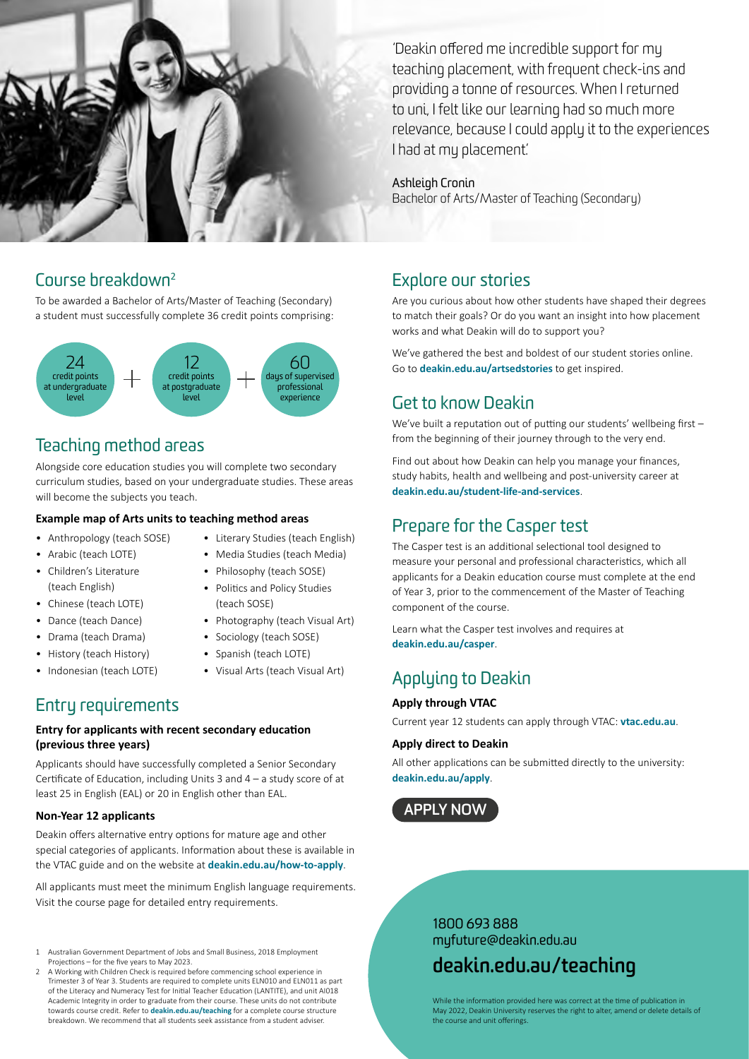'Deakin offered me incredible support for my teaching placement, with frequent check-ins and providing a tonne of resources. When I returned to uni, I felt like our learning had so much more relevance, because I could apply it to the experiences I had at my placement.'

Ashleigh Cronin
Bachelor of Arts/Master of Teaching (Secondary)

## Course breakdown[2]

To be awarded a Bachelor of Arts/Master of Teaching (Secondary) a student must successfully complete 36 credit points comprising:

24 credit points at undergraduate level + 12 credit points at postgraduate level + 60 days of supervised professional experience

## Teaching method areas

Alongside core education studies you will complete two secondary curriculum studies, based on your undergraduate studies. These areas will become the subjects you teach.

**Example map of Arts units to teaching method areas**

- Anthropology (teach SOSE)
- Arabic (teach LOTE)
- Children's Literature (teach English)
- Chinese (teach LOTE)
- Dance (teach Dance)
- Drama (teach Drama)
- History (teach History)
- Indonesian (teach LOTE)
- Literary Studies (teach English)
- Media Studies (teach Media)
- Philosophy (teach SOSE)
- Politics and Policy Studies (teach SOSE)
- Photography (teach Visual Art)
- Sociology (teach SOSE)
- Spanish (teach LOTE)
- Visual Arts (teach Visual Art)

## Entry requirements

**Entry for applicants with recent secondary education (previous three years)**

Applicants should have successfully completed a Senior Secondary Certificate of Education, including Units 3 and 4 – a study score of at least 25 in English (EAL) or 20 in English other than EAL.

**Non-Year 12 applicants**

Deakin offers alternative entry options for mature age and other special categories of applicants. Information about these is available in the VTAC guide and on the website at **deakin.edu.au/how-to-apply**.

All applicants must meet the minimum English language requirements. Visit the course page for detailed entry requirements.

## Explore our stories

Are you curious about how other students have shaped their degrees to match their goals? Or do you want an insight into how placement works and what Deakin will do to support you?

We've gathered the best and boldest of our student stories online. Go to **deakin.edu.au/artsedstories** to get inspired.

## Get to know Deakin

We've built a reputation out of putting our students' wellbeing first – from the beginning of their journey through to the very end.

Find out about how Deakin can help you manage your finances, study habits, health and wellbeing and post-university career at **deakin.edu.au/student-life-and-services**.

## Prepare for the Casper test

The Casper test is an additional selectional tool designed to measure your personal and professional characteristics, which all applicants for a Deakin education course must complete at the end of Year 3, prior to the commencement of the Master of Teaching component of the course.

Learn what the Casper test involves and requires at **deakin.edu.au/casper**.

## Applying to Deakin

**Apply through VTAC**

Current year 12 students can apply through VTAC: **vtac.edu.au**.

**Apply direct to Deakin**

All other applications can be submitted directly to the university: **deakin.edu.au/apply**.

APPLY NOW

1800 693 888
myfuture@deakin.edu.au

**deakin.edu.au/teaching**

While the information provided here was correct at the time of publication in May 2022, Deakin University reserves the right to alter, amend or delete details of the course and unit offerings.

1 Australian Government Department of Jobs and Small Business, 2018 Employment Projections – for the five years to May 2023.

2 A Working with Children Check is required before commencing school experience in Trimester 3 of Year 3. Students are required to complete units ELN010 and ELN011 as part of the Literacy and Numeracy Test for Initial Teacher Education (LANTITE), and unit AI018 Academic Integrity in order to graduate from their course. These units do not contribute towards course credit. Refer to **deakin.edu.au/teaching** for a complete course structure breakdown. We recommend that all students seek assistance from a student adviser.